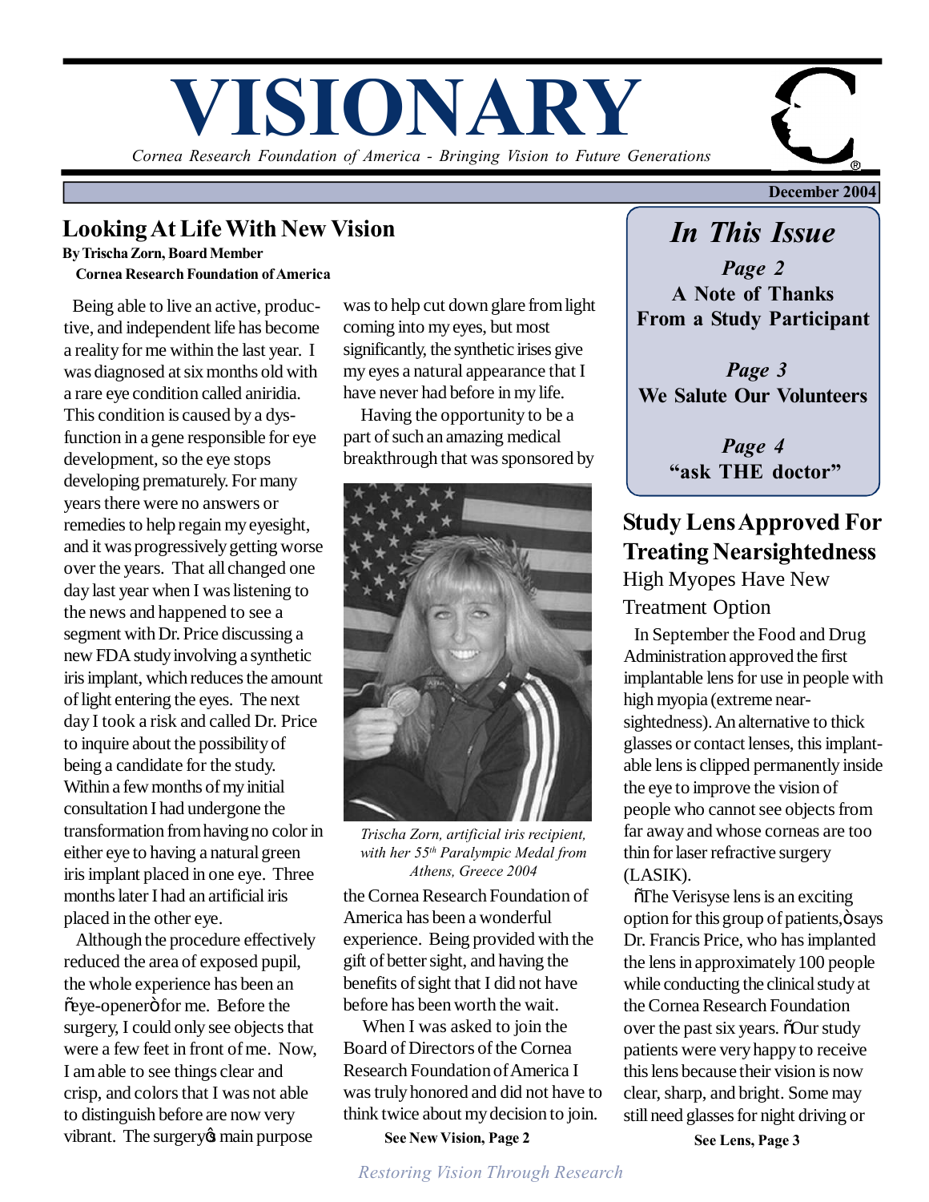# VISIONARY

*Cornea Research Foundation of America - Bringing Vision to Future Generations*

**December 2004**

## Looking At Life With New Vision

**By Trischa Zorn, Board Member**
**Cornea Research Foundation of America**

Being able to live an active, productive, and independent life has become a reality for me within the last year. I was diagnosed at six months old with a rare eye condition called aniridia. This condition is caused by a dysfunction in a gene responsible for eye development, so the eye stops developing prematurely. For many years there were no answers or remedies to help regain my eyesight, and it was progressively getting worse over the years. That all changed one day last year when I was listening to the news and happened to see a segment with Dr. Price discussing a new FDA study involving a synthetic iris implant, which reduces the amount of light entering the eyes. The next day I took a risk and called Dr. Price to inquire about the possibility of being a candidate for the study. Within a few months of my initial consultation I had undergone the transformation from having no color in either eye to having a natural green iris implant placed in one eye. Three months later I had an artificial iris placed in the other eye.

Although the procedure effectively reduced the area of exposed pupil, the whole experience has been an "eye-opener" for me. Before the surgery, I could only see objects that were a few feet in front of me. Now, I am able to see things clear and crisp, and colors that I was not able to distinguish before are now very vibrant. The surgery's main purpose was to help cut down glare from light coming into my eyes, but most significantly, the synthetic irises give my eyes a natural appearance that I have never had before in my life.

Having the opportunity to be a part of such an amazing medical breakthrough that was sponsored by the Cornea Research Foundation of America has been a wonderful experience. Being provided with the gift of better sight, and having the benefits of sight that I did not have before has been worth the wait.

*Trischa Zorn, artificial iris recipient, with her 55th Paralympic Medal from Athens, Greece 2004*

When I was asked to join the Board of Directors of the Cornea Research Foundation of America I was truly honored and did not have to think twice about my decision to join.

**See New Vision, Page 2**

## *In This Issue*

***Page 2***
**A Note of Thanks From a Study Participant**

***Page 3***
**We Salute Our Volunteers**

***Page 4***
**"ask THE doctor"**

## Study Lens Approved For Treating Nearsightedness

### High Myopes Have New Treatment Option

In September the Food and Drug Administration approved the first implantable lens for use in people with high myopia (extreme near-sightedness). An alternative to thick glasses or contact lenses, this implantable lens is clipped permanently inside the eye to improve the vision of people who cannot see objects from far away and whose corneas are too thin for laser refractive surgery (LASIK).

"The Verisyse lens is an exciting option for this group of patients," says Dr. Francis Price, who has implanted the lens in approximately 100 people while conducting the clinical study at the Cornea Research Foundation over the past six years. "Our study patients were very happy to receive this lens because their vision is now clear, sharp, and bright. Some may still need glasses for night driving or

**See Lens, Page 3**

*Restoring Vision Through Research*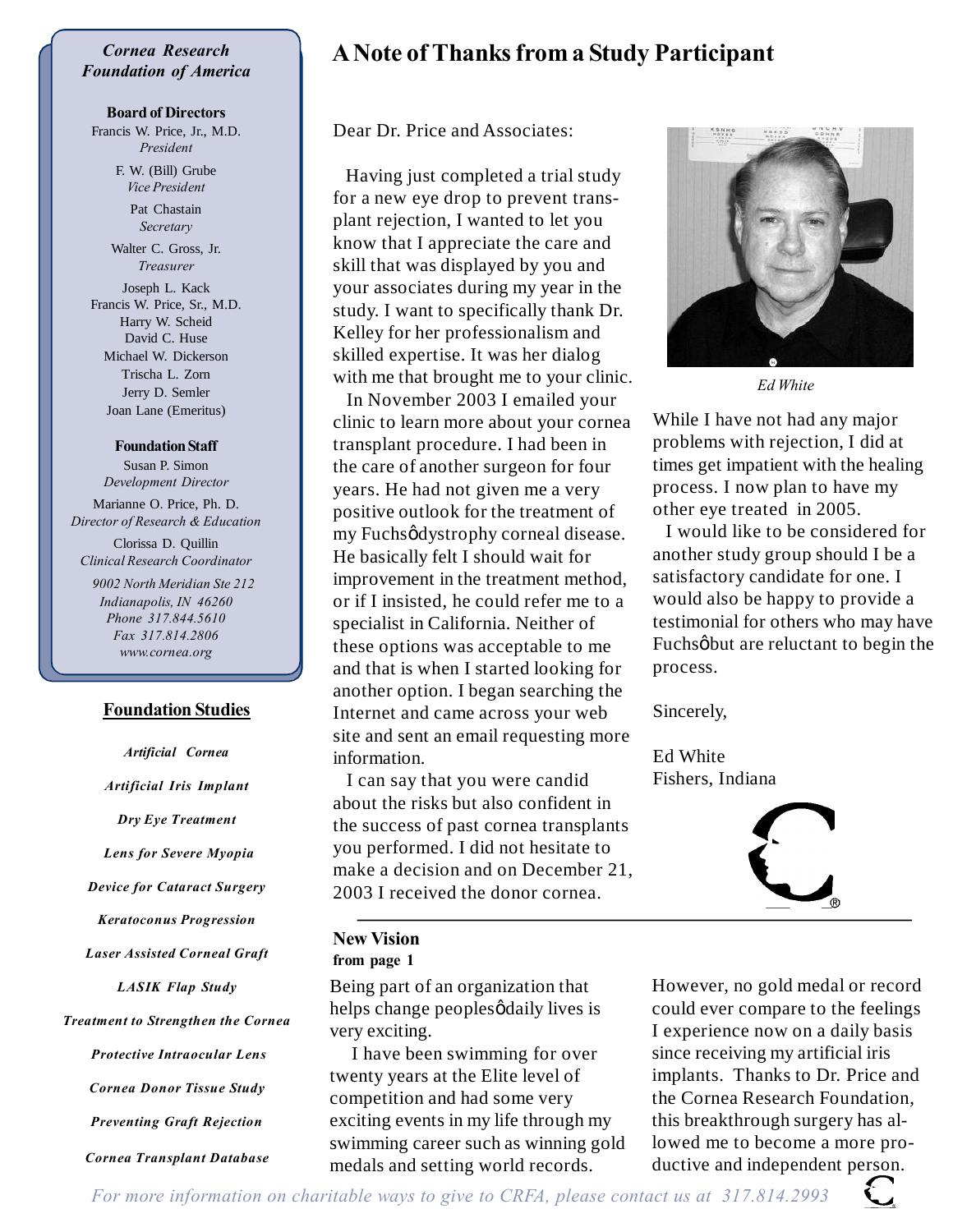## Cornea Research Foundation of America

**Board of Directors**

Francis W. Price, Jr., M.D.
*President*

F. W. (Bill) Grube
*Vice President*

Pat Chastain
*Secretary*

Walter C. Gross, Jr.
*Treasurer*

Joseph L. Kack
Francis W. Price, Sr., M.D.
Harry W. Scheid
David C. Huse
Michael W. Dickerson
Trischa L. Zorn
Jerry D. Semler
Joan Lane (Emeritus)

**Foundation Staff**

Susan P. Simon
*Development Director*

Marianne O. Price, Ph. D.
*Director of Research & Education*

Clorissa D. Quillin
*Clinical Research Coordinator*

*9002 North Meridian Ste 212*
*Indianapolis, IN 46260*
*Phone 317.844.5610*
*Fax 317.814.2806*
*www.cornea.org*

## Foundation Studies

*Artificial Cornea*

*Artificial Iris Implant*

*Dry Eye Treatment*

*Lens for Severe Myopia*

*Device for Cataract Surgery*

*Keratoconus Progression*

*Laser Assisted Corneal Graft*

*LASIK Flap Study*

*Treatment to Strengthen the Cornea*

*Protective Intraocular Lens*

*Cornea Donor Tissue Study*

*Preventing Graft Rejection*

*Cornea Transplant Database*

# A Note of Thanks from a Study Participant

Dear Dr. Price and Associates:

Having just completed a trial study for a new eye drop to prevent transplant rejection, I wanted to let you know that I appreciate the care and skill that was displayed by you and your associates during my year in the study. I want to specifically thank Dr. Kelley for her professionalism and skilled expertise. It was her dialog with me that brought me to your clinic.

In November 2003 I emailed your clinic to learn more about your cornea transplant procedure. I had been in the care of another surgeon for four years. He had not given me a very positive outlook for the treatment of my Fuchsô dystrophy corneal disease. He basically felt I should wait for improvement in the treatment method, or if I insisted, he could refer me to a specialist in California. Neither of these options was acceptable to me and that is when I started looking for another option. I began searching the Internet and came across your web site and sent an email requesting more information.

I can say that you were candid about the risks but also confident in the success of past cornea transplants you performed. I did not hesitate to make a decision and on December 21, 2003 I received the donor cornea.

*Ed White*

While I have not had any major problems with rejection, I did at times get impatient with the healing process. I now plan to have my other eye treated in 2005.

I would like to be considered for another study group should I be a satisfactory candidate for one. I would also be happy to provide a testimonial for others who may have Fuchsô but are reluctant to begin the process.

Sincerely,

Ed White
Fishers, Indiana

---

### New Vision
**from page 1**

Being part of an organization that helps change peoplesô daily lives is very exciting.

I have been swimming for over twenty years at the Elite level of competition and had some very exciting events in my life through my swimming career such as winning gold medals and setting world records. However, no gold medal or record could ever compare to the feelings I experience now on a daily basis since receiving my artificial iris implants. Thanks to Dr. Price and the Cornea Research Foundation, this breakthrough surgery has allowed me to become a more productive and independent person.

*For more information on charitable ways to give to CRFA, please contact us at 317.814.2993*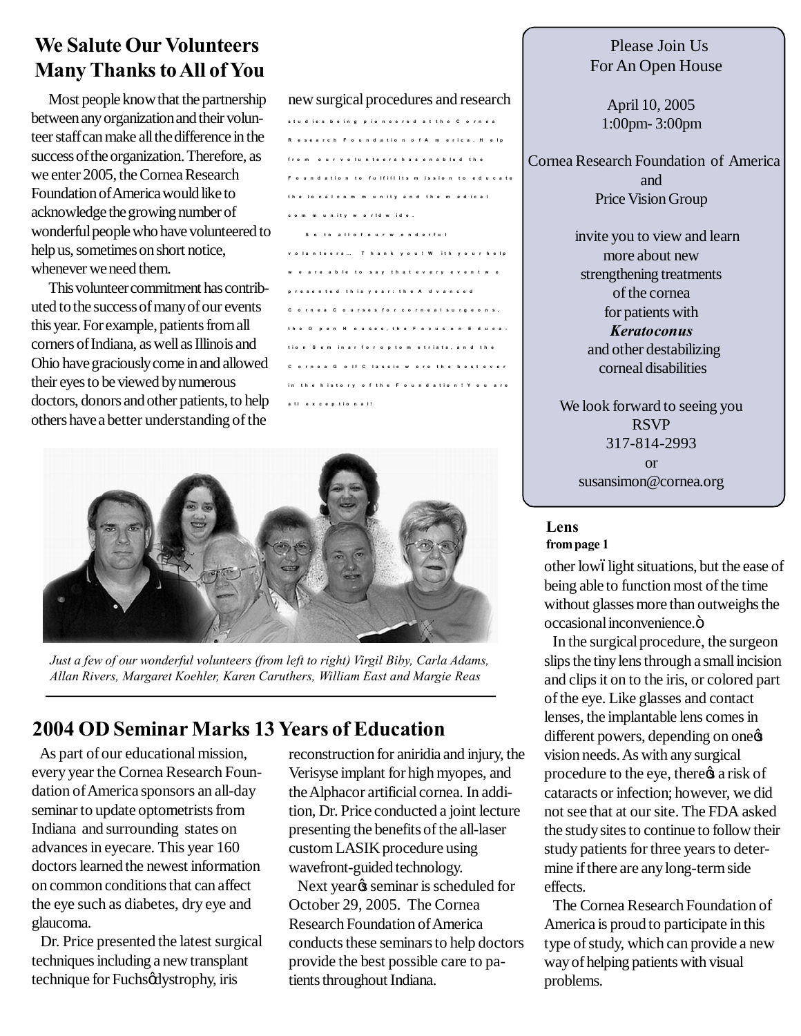## We Salute Our Volunteers Many Thanks to All of You

Most people know that the partnership between any organization and their volunteer staff can make all the difference in the success of the organization. Therefore, as we enter 2005, the Cornea Research Foundation of America would like to acknowledge the growing number of wonderful people who have volunteered to help us, sometimes on short notice, whenever we need them.

This volunteer commitment has contributed to the success of many of our events this year. For example, patients from all corners of Indiana, as well as Illinois and Ohio have graciously come in and allowed their eyes to be viewed by numerous doctors, donors and other patients, to help others have a better understanding of the new surgical procedures and research studies being pioneered at the Cornea Research Foundation of America. Help from our volunteers has enabled the Foundation to fulfill its mission to educate the local community and the medical community worldwide.

So to all of our wonderful volunteers… Thank you! With your help we are able to say that every event we presented this year: the Advanced Cornea Courses for corneal surgeons, the Open Houses, the Focus on Education Seminar for optometrists, and the Cornea Golf Classic were the best ever in the history of the Foundation! You are all exceptional!

*Just a few of our wonderful volunteers (from left to right) Virgil Biby, Carla Adams, Allan Rivers, Margaret Koehler, Karen Caruthers, William East and Margie Reas*

## 2004 OD Seminar Marks 13 Years of Education

As part of our educational mission, every year the Cornea Research Foundation of America sponsors an all-day seminar to update optometrists from Indiana and surrounding states on advances in eyecare. This year 160 doctors learned the newest information on common conditions that can affect the eye such as diabetes, dry eye and glaucoma.

Dr. Price presented the latest surgical techniques including a new transplant technique for Fuchs' dystrophy, iris reconstruction for aniridia and injury, the Verisyse implant for high myopes, and the Alphacor artificial cornea. In addition, Dr. Price conducted a joint lecture presenting the benefits of the all-laser custom LASIK procedure using wavefront-guided technology.

Next year's seminar is scheduled for October 29, 2005. The Cornea Research Foundation of America conducts these seminars to help doctors provide the best possible care to patients throughout Indiana.

Please Join Us
For An Open House

April 10, 2005
1:00pm- 3:00pm

Cornea Research Foundation of America
and
Price Vision Group

invite you to view and learn more about new strengthening treatments of the cornea for patients with ***Keratoconus*** and other destabilizing corneal disabilities

We look forward to seeing you
RSVP
317-814-2993
or
susansimon@cornea.org

**Lens**
**from page 1**

other low-light situations, but the ease of being able to function most of the time without glasses more than outweighs the occasional inconvenience."

In the surgical procedure, the surgeon slips the tiny lens through a small incision and clips it on to the iris, or colored part of the eye. Like glasses and contact lenses, the implantable lens comes in different powers, depending on one's vision needs. As with any surgical procedure to the eye, there's a risk of cataracts or infection; however, we did not see that at our site. The FDA asked the study sites to continue to follow their study patients for three years to determine if there are any long-term side effects.

The Cornea Research Foundation of America is proud to participate in this type of study, which can provide a new way of helping patients with visual problems.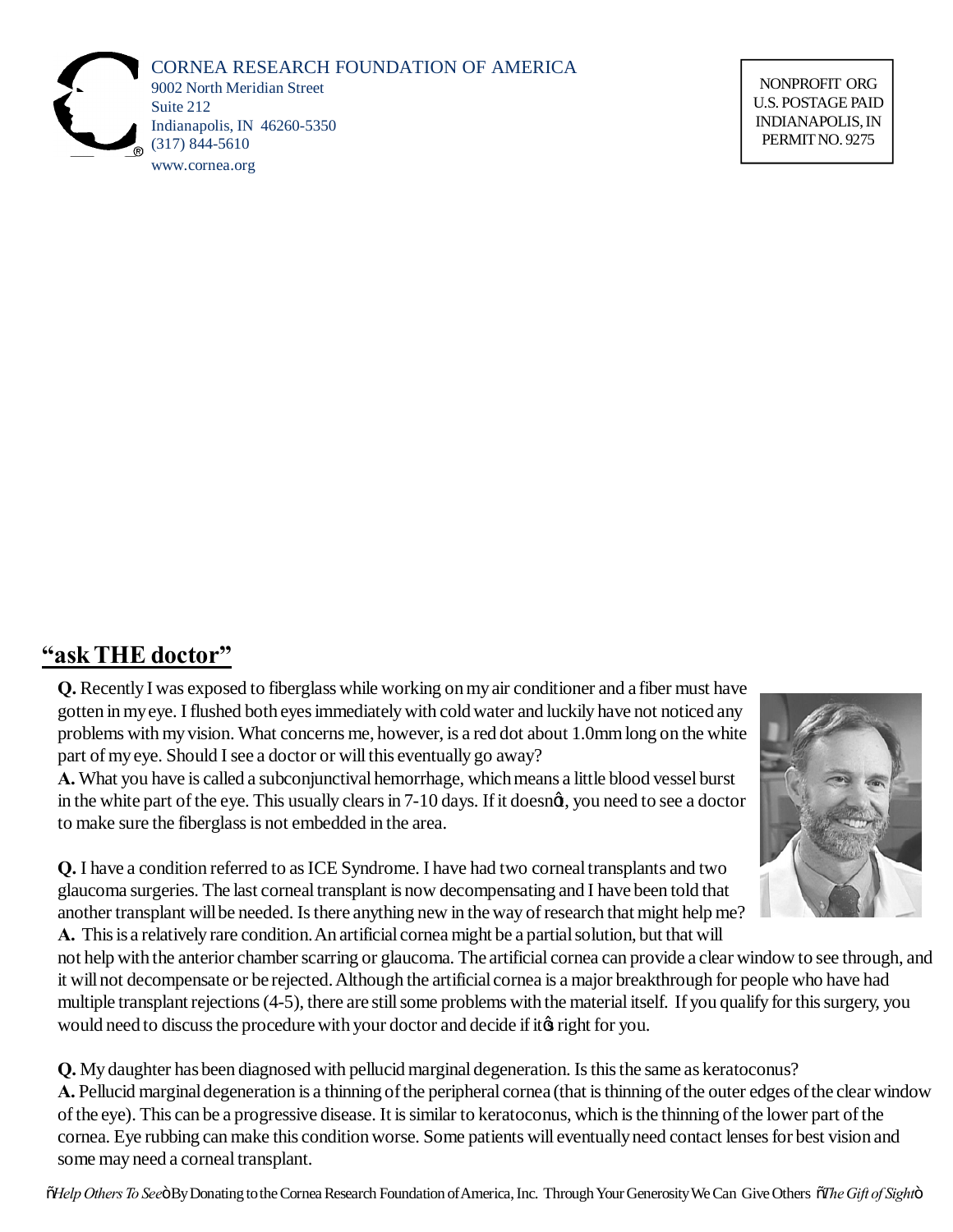CORNEA RESEARCH FOUNDATION OF AMERICA
9002 North Meridian Street
Suite 212
Indianapolis, IN 46260-5350
(317) 844-5610
www.cornea.org

NONPROFIT ORG
U.S. POSTAGE PAID
INDIANAPOLIS, IN
PERMIT NO. 9275

## "ask THE doctor"

**Q.** Recently I was exposed to fiberglass while working on my air conditioner and a fiber must have gotten in my eye. I flushed both eyes immediately with cold water and luckily have not noticed any problems with my vision. What concerns me, however, is a red dot about 1.0mm long on the white part of my eye. Should I see a doctor or will this eventually go away?

**A.** What you have is called a subconjunctival hemorrhage, which means a little blood vessel burst in the white part of the eye. This usually clears in 7-10 days. If it doesn't, you need to see a doctor to make sure the fiberglass is not embedded in the area.

**Q.** I have a condition referred to as ICE Syndrome. I have had two corneal transplants and two glaucoma surgeries. The last corneal transplant is now decompensating and I have been told that another transplant will be needed. Is there anything new in the way of research that might help me?

**A.** This is a relatively rare condition. An artificial cornea might be a partial solution, but that will not help with the anterior chamber scarring or glaucoma. The artificial cornea can provide a clear window to see through, and it will not decompensate or be rejected. Although the artificial cornea is a major breakthrough for people who have had multiple transplant rejections (4-5), there are still some problems with the material itself. If you qualify for this surgery, you would need to discuss the procedure with your doctor and decide if it's right for you.

**Q.** My daughter has been diagnosed with pellucid marginal degeneration. Is this the same as keratoconus?

**A.** Pellucid marginal degeneration is a thinning of the peripheral cornea (that is thinning of the outer edges of the clear window of the eye). This can be a progressive disease. It is similar to keratoconus, which is the thinning of the lower part of the cornea. Eye rubbing can make this condition worse. Some patients will eventually need contact lenses for best vision and some may need a corneal transplant.

"*Help Others To See*" By Donating to the Cornea Research Foundation of America, Inc. Through Your Generosity We Can Give Others "*The Gift of Sight*"